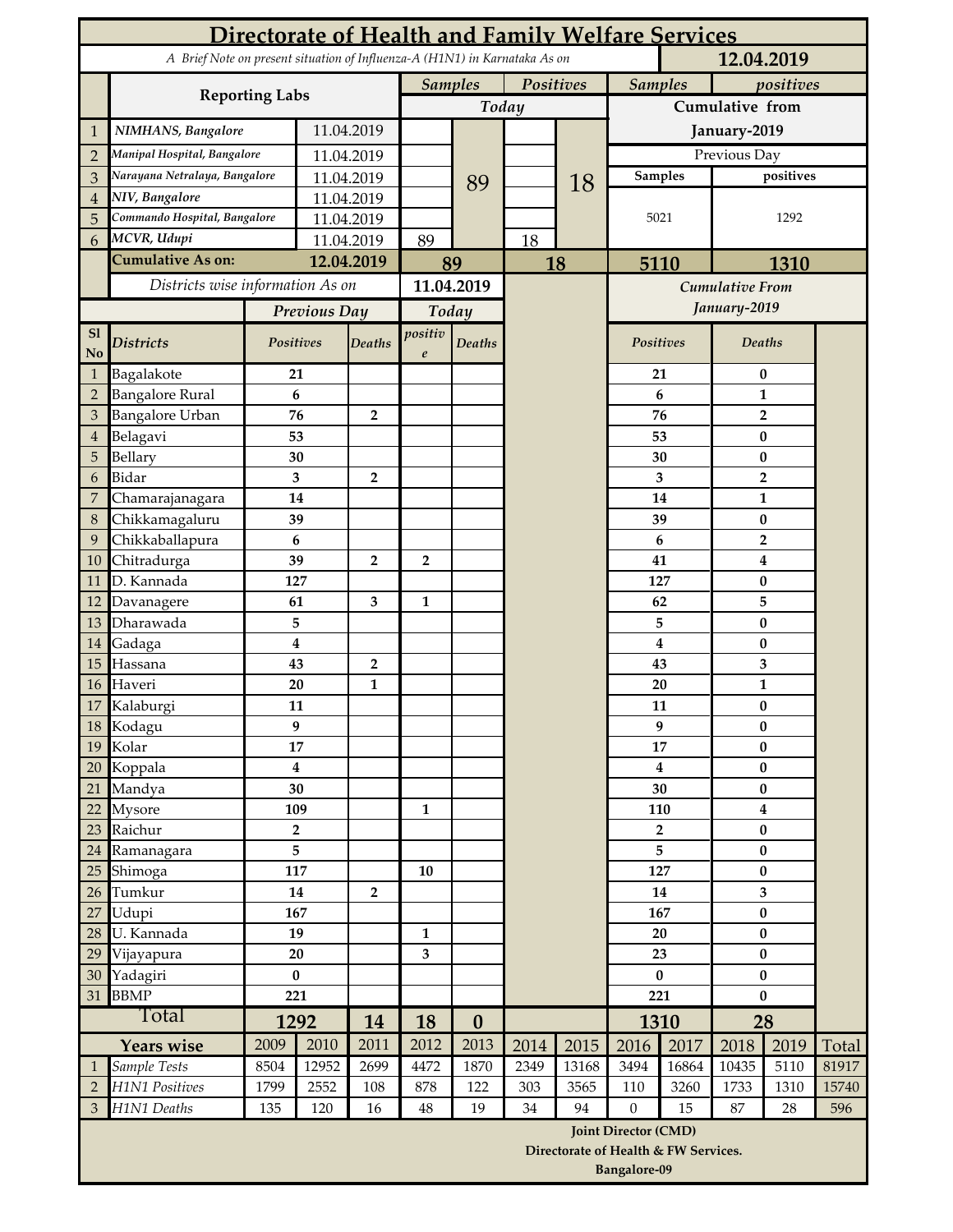# Directorate of Health and Family Welfare Services

*A Brief Note on present situation of Influenza-A (H1N1) in Karnataka As on* **12.04.2019**

| | Reporting Labs | | Samples (Today) | Positives (Today) | Samples (Cumulative from January-2019, Previous Day) | positives (Cumulative from January-2019, Previous Day) |
|---|---|---|---|---|---|---|
| 1 | *NIMHANS, Bangalore* | 11.04.2019 | | | | |
| 2 | *Manipal Hospital, Bangalore* | 11.04.2019 | | | | |
| 3 | *Narayana Netralaya, Bangalore* | 11.04.2019 | | | | |
| 4 | *NIV, Bangalore* | 11.04.2019 | | | 5021 | 1292 |
| 5 | *Commando Hospital, Bangalore* | 11.04.2019 | | | | |
| 6 | *MCVR, Udupi* | 11.04.2019 | 89 | 18 | | |
| | **Cumulative As on:** | **12.04.2019** | **89** | **18** | **5110** | **1310** |

Total Today: Samples 89, Positives 18

*Districts wise information As on* **11.04.2019**

| Sl No | Districts | Previous Day Positives | Previous Day Deaths | Today positive | Today Deaths | Cumulative From January-2019 Positives | Cumulative From January-2019 Deaths |
|---|---|---|---|---|---|---|---|
| 1 | Bagalakote | 21 | | | | 21 | 0 |
| 2 | Bangalore Rural | 6 | | | | 6 | 1 |
| 3 | Bangalore Urban | 76 | 2 | | | 76 | 2 |
| 4 | Belagavi | 53 | | | | 53 | 0 |
| 5 | Bellary | 30 | | | | 30 | 0 |
| 6 | Bidar | 3 | 2 | | | 3 | 2 |
| 7 | Chamarajanagara | 14 | | | | 14 | 1 |
| 8 | Chikkamagaluru | 39 | | | | 39 | 0 |
| 9 | Chikkaballapura | 6 | | | | 6 | 2 |
| 10 | Chitradurga | 39 | 2 | 2 | | 41 | 4 |
| 11 | D. Kannada | 127 | | | | 127 | 0 |
| 12 | Davanagere | 61 | 3 | 1 | | 62 | 5 |
| 13 | Dharawada | 5 | | | | 5 | 0 |
| 14 | Gadaga | 4 | | | | 4 | 0 |
| 15 | Hassana | 43 | 2 | | | 43 | 3 |
| 16 | Haveri | 20 | 1 | | | 20 | 1 |
| 17 | Kalaburgi | 11 | | | | 11 | 0 |
| 18 | Kodagu | 9 | | | | 9 | 0 |
| 19 | Kolar | 17 | | | | 17 | 0 |
| 20 | Koppala | 4 | | | | 4 | 0 |
| 21 | Mandya | 30 | | | | 30 | 0 |
| 22 | Mysore | 109 | | 1 | | 110 | 4 |
| 23 | Raichur | 2 | | | | 2 | 0 |
| 24 | Ramanagara | 5 | | | | 5 | 0 |
| 25 | Shimoga | 117 | | 10 | | 127 | 0 |
| 26 | Tumkur | 14 | 2 | | | 14 | 3 |
| 27 | Udupi | 167 | | | | 167 | 0 |
| 28 | U. Kannada | 19 | | 1 | | 20 | 0 |
| 29 | Vijayapura | 20 | | 3 | | 23 | 0 |
| 30 | Yadagiri | 0 | | | | 0 | 0 |
| 31 | BBMP | 221 | | | | 221 | 0 |
| | **Total** | **1292** | **14** | **18** | **0** | **1310** | **28** |

| | Years wise | 2009 | 2010 | 2011 | 2012 | 2013 | 2014 | 2015 | 2016 | 2017 | 2018 | 2019 | Total |
|---|---|---|---|---|---|---|---|---|---|---|---|---|---|
| 1 | *Sample Tests* | 8504 | 12952 | 2699 | 4472 | 1870 | 2349 | 13168 | 3494 | 16864 | 10435 | 5110 | 81917 |
| 2 | *H1N1 Positives* | 1799 | 2552 | 108 | 878 | 122 | 303 | 3565 | 110 | 3260 | 1733 | 1310 | 15740 |
| 3 | *H1N1 Deaths* | 135 | 120 | 16 | 48 | 19 | 34 | 94 | 0 | 15 | 87 | 28 | 596 |

**Joint Director (CMD)**
**Directorate of Health & FW Services.**
**Bangalore-09**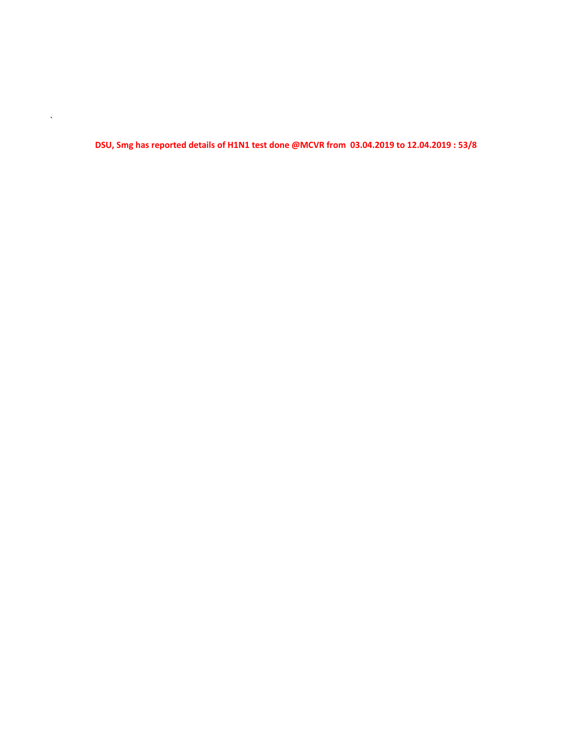**DSU, Smg has reported details of H1N1 test done @MCVR from 03.04.2019 to 12.04.2019 : 53/8**